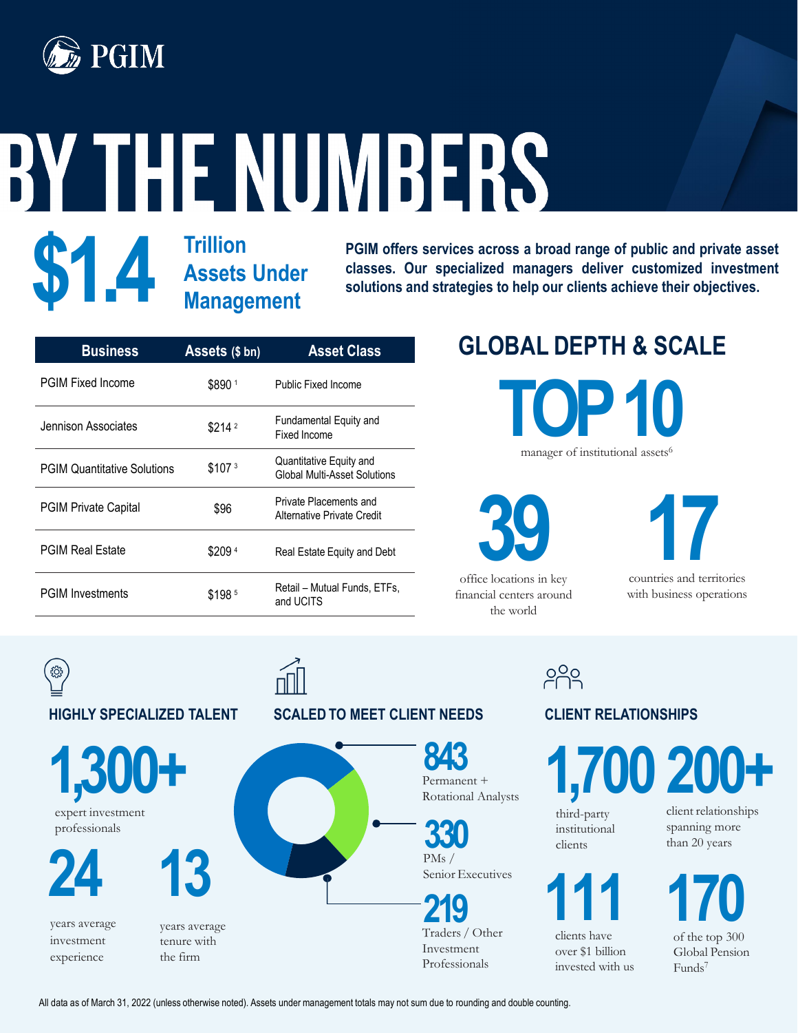PGIM

# BY THE NUMBERS

## $1.4 Trillion Assets Under Management

**PGIM offers services across a broad range of public and private asset classes. Our specialized managers deliver customized investment solutions and strategies to help our clients achieve their objectives.**

| Business | Assets ($ bn) | Asset Class |
|---|---|---|
| PGIM Fixed Income | $890 [1] | Public Fixed Income |
| Jennison Associates | $214 [2] | Fundamental Equity and Fixed Income |
| PGIM Quantitative Solutions | $107 [3] | Quantitative Equity and Global Multi-Asset Solutions |
| PGIM Private Capital | $96 | Private Placements and Alternative Private Credit |
| PGIM Real Estate | $209 [4] | Real Estate Equity and Debt |
| PGIM Investments | $198 [5] | Retail – Mutual Funds, ETFs, and UCITS |

## GLOBAL DEPTH & SCALE

**TOP 10** manager of institutional assets[6]

**39** office locations in key financial centers around the world

**17** countries and territories with business operations

### HIGHLY SPECIALIZED TALENT

**1,300+** expert investment professionals

**24** years average investment experience

**13** years average tenure with the firm

### SCALED TO MEET CLIENT NEEDS

**843** Permanent + Rotational Analysts

**330** PMs / Senior Executives

**219** Traders / Other Investment Professionals

### CLIENT RELATIONSHIPS

**1,700** third-party institutional clients

**200+** client relationships spanning more than 20 years

**111** clients have over $1 billion invested with us

**170** of the top 300 Global Pension Funds[7]

All data as of March 31, 2022 (unless otherwise noted). Assets under management totals may not sum due to rounding and double counting.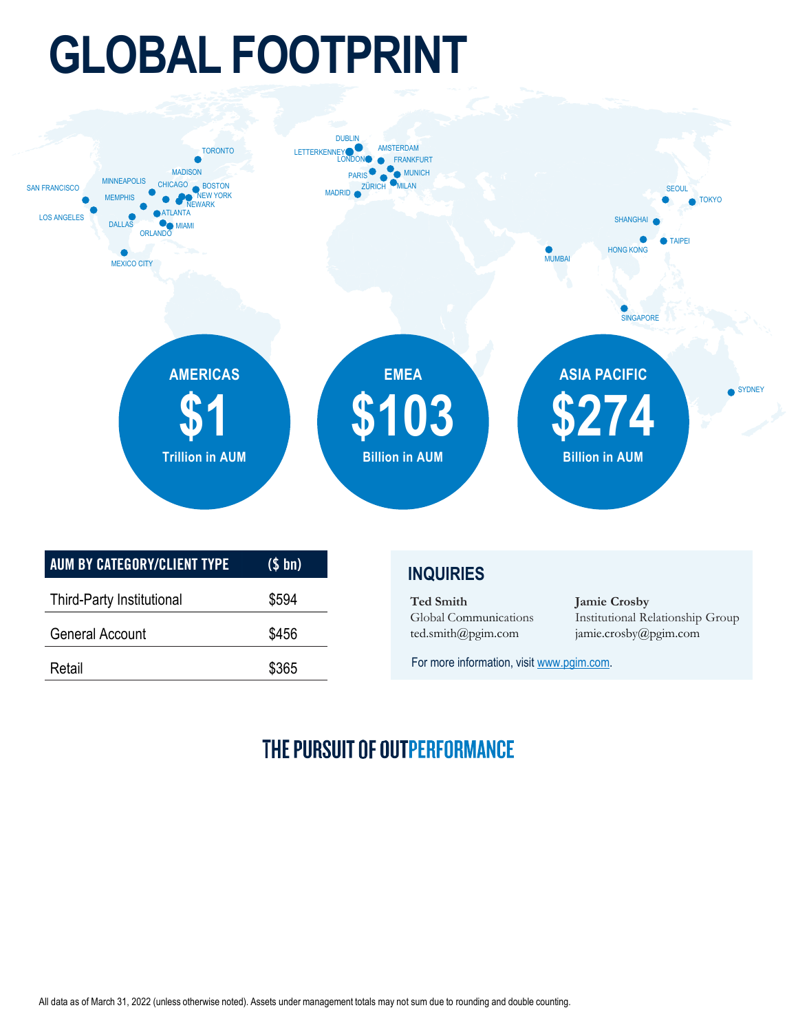# GLOBAL FOOTPRINT

SAN FRANCISCO, LOS ANGELES, MINNEAPOLIS, MEMPHIS, DALLAS, MADISON, CHICAGO, TORONTO, BOSTON, NEW YORK, NEWARK, ATLANTA, ORLANDO, MIAMI, MEXICO CITY

DUBLIN, LETTERKENNEY, LONDON, AMSTERDAM, FRANKFURT, PARIS, MUNICH, ZÜRICH, MILAN, MADRID

MUMBAI, SEOUL, TOKYO, SHANGHAI, HONG KONG, TAIPEI, SINGAPORE, SYDNEY

**AMERICAS**
**$1**
Trillion in AUM

**EMEA**
**$103**
Billion in AUM

**ASIA PACIFIC**
**$274**
Billion in AUM

| AUM BY CATEGORY/CLIENT TYPE | ($ bn) |
|---|---|
| Third-Party Institutional | $594 |
| General Account | $456 |
| Retail | $365 |

## INQUIRIES

**Ted Smith**
Global Communications
ted.smith@pgim.com

**Jamie Crosby**
Institutional Relationship Group
jamie.crosby@pgim.com

For more information, visit www.pgim.com.

THE PURSUIT OF OUTPERFORMANCE

All data as of March 31, 2022 (unless otherwise noted). Assets under management totals may not sum due to rounding and double counting.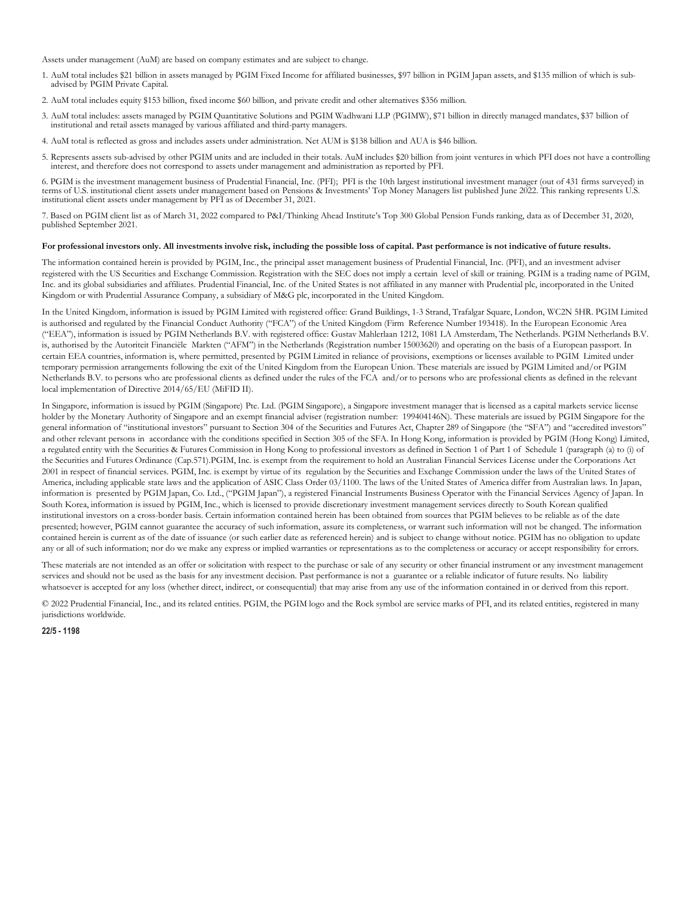Assets under management (AuM) are based on company estimates and are subject to change.

1. AuM total includes $21 billion in assets managed by PGIM Fixed Income for affiliated businesses, $97 billion in PGIM Japan assets, and $135 million of which is sub-advised by PGIM Private Capital.
2. AuM total includes equity $153 billion, fixed income $60 billion, and private credit and other alternatives $356 million.
3. AuM total includes: assets managed by PGIM Quantitative Solutions and PGIM Wadhwani LLP (PGIMW), $71 billion in directly managed mandates, $37 billion of institutional and retail assets managed by various affiliated and third-party managers.
4. AuM total is reflected as gross and includes assets under administration. Net AUM is $138 billion and AUA is $46 billion.
5. Represents assets sub-advised by other PGIM units and are included in their totals. AuM includes $20 billion from joint ventures in which PFI does not have a controlling interest, and therefore does not correspond to assets under management and administration as reported by PFI.

6. PGIM is the investment management business of Prudential Financial, Inc. (PFI); PFI is the 10th largest institutional investment manager (out of 431 firms surveyed) in terms of U.S. institutional client assets under management based on Pensions & Investments' Top Money Managers list published June 2022. This ranking represents U.S. institutional client assets under management by PFI as of December 31, 2021.

7. Based on PGIM client list as of March 31, 2022 compared to P&I/Thinking Ahead Institute's Top 300 Global Pension Funds ranking, data as of December 31, 2020, published September 2021.

**For professional investors only. All investments involve risk, including the possible loss of capital. Past performance is not indicative of future results.**

The information contained herein is provided by PGIM, Inc., the principal asset management business of Prudential Financial, Inc. (PFI), and an investment adviser registered with the US Securities and Exchange Commission. Registration with the SEC does not imply a certain level of skill or training. PGIM is a trading name of PGIM, Inc. and its global subsidiaries and affiliates. Prudential Financial, Inc. of the United States is not affiliated in any manner with Prudential plc, incorporated in the United Kingdom or with Prudential Assurance Company, a subsidiary of M&G plc, incorporated in the United Kingdom.

In the United Kingdom, information is issued by PGIM Limited with registered office: Grand Buildings, 1-3 Strand, Trafalgar Square, London, WC2N 5HR. PGIM Limited is authorised and regulated by the Financial Conduct Authority ("FCA") of the United Kingdom (Firm Reference Number 193418). In the European Economic Area ("EEA"), information is issued by PGIM Netherlands B.V. with registered office: Gustav Mahlerlaan 1212, 1081 LA Amsterdam, The Netherlands. PGIM Netherlands B.V. is, authorised by the Autoriteit Financiële Markten ("AFM") in the Netherlands (Registration number 15003620) and operating on the basis of a European passport. In certain EEA countries, information is, where permitted, presented by PGIM Limited in reliance of provisions, exemptions or licenses available to PGIM Limited under temporary permission arrangements following the exit of the United Kingdom from the European Union. These materials are issued by PGIM Limited and/or PGIM Netherlands B.V. to persons who are professional clients as defined under the rules of the FCA and/or to persons who are professional clients as defined in the relevant local implementation of Directive 2014/65/EU (MiFID II).

In Singapore, information is issued by PGIM (Singapore) Pte. Ltd. (PGIM Singapore), a Singapore investment manager that is licensed as a capital markets service license holder by the Monetary Authority of Singapore and an exempt financial adviser (registration number: 199404146N). These materials are issued by PGIM Singapore for the general information of "institutional investors" pursuant to Section 304 of the Securities and Futures Act, Chapter 289 of Singapore (the "SFA") and "accredited investors" and other relevant persons in accordance with the conditions specified in Section 305 of the SFA. In Hong Kong, information is provided by PGIM (Hong Kong) Limited, a regulated entity with the Securities & Futures Commission in Hong Kong to professional investors as defined in Section 1 of Part 1 of Schedule 1 (paragraph (a) to (i) of the Securities and Futures Ordinance (Cap.571).PGIM, Inc. is exempt from the requirement to hold an Australian Financial Services License under the Corporations Act 2001 in respect of financial services. PGIM, Inc. is exempt by virtue of its regulation by the Securities and Exchange Commission under the laws of the United States of America, including applicable state laws and the application of ASIC Class Order 03/1100. The laws of the United States of America differ from Australian laws. In Japan, information is presented by PGIM Japan, Co. Ltd., ("PGIM Japan"), a registered Financial Instruments Business Operator with the Financial Services Agency of Japan. In South Korea, information is issued by PGIM, Inc., which is licensed to provide discretionary investment management services directly to South Korean qualified institutional investors on a cross-border basis. Certain information contained herein has been obtained from sources that PGIM believes to be reliable as of the date presented; however, PGIM cannot guarantee the accuracy of such information, assure its completeness, or warrant such information will not be changed. The information contained herein is current as of the date of issuance (or such earlier date as referenced herein) and is subject to change without notice. PGIM has no obligation to update any or all of such information; nor do we make any express or implied warranties or representations as to the completeness or accuracy or accept responsibility for errors.

These materials are not intended as an offer or solicitation with respect to the purchase or sale of any security or other financial instrument or any investment management services and should not be used as the basis for any investment decision. Past performance is not a guarantee or a reliable indicator of future results. No liability whatsoever is accepted for any loss (whether direct, indirect, or consequential) that may arise from any use of the information contained in or derived from this report.

© 2022 Prudential Financial, Inc., and its related entities. PGIM, the PGIM logo and the Rock symbol are service marks of PFI, and its related entities, registered in many jurisdictions worldwide.

**22/5 - 1198**